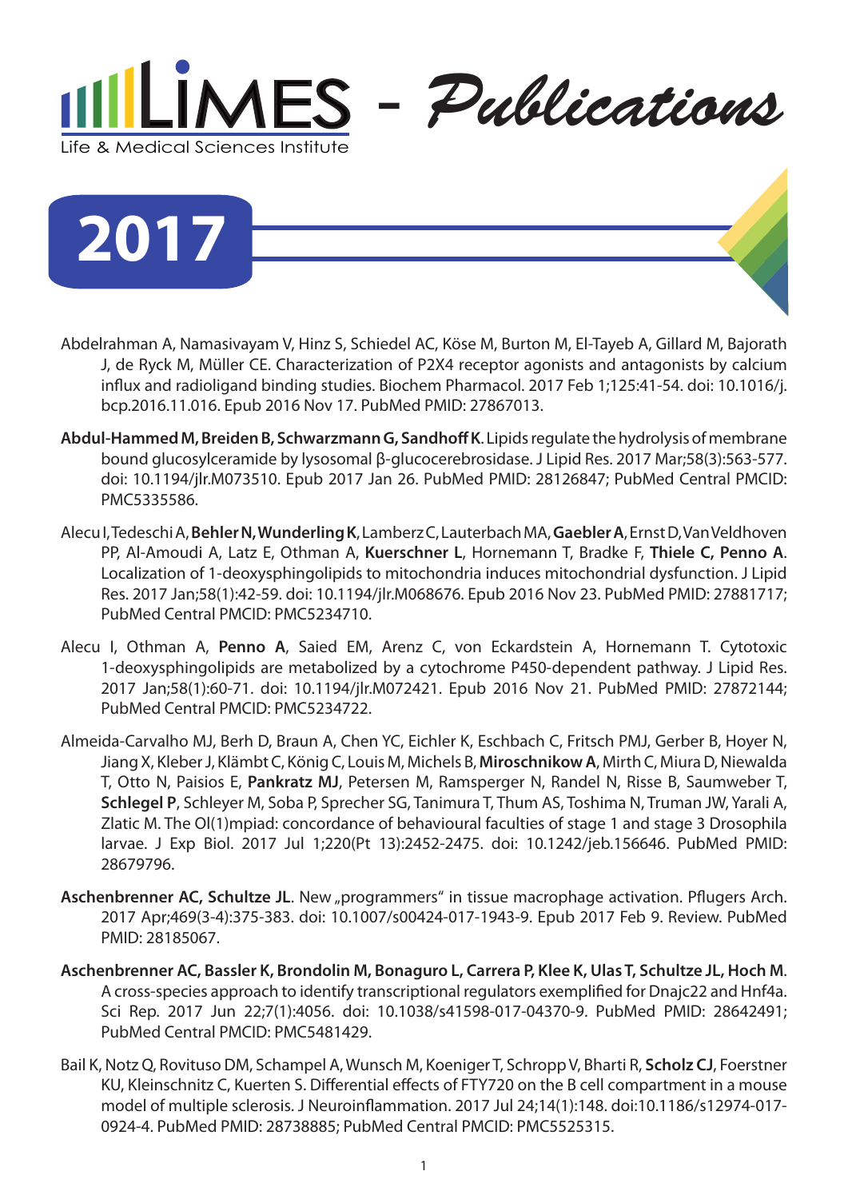# LIMES - Publications

Life & Medical Sciences Institute

## 2017

Abdelrahman A, Namasivayam V, Hinz S, Schiedel AC, Köse M, Burton M, El-Tayeb A, Gillard M, Bajorath J, de Ryck M, Müller CE. Characterization of P2X4 receptor agonists and antagonists by calcium influx and radioligand binding studies. Biochem Pharmacol. 2017 Feb 1;125:41-54. doi: 10.1016/j.bcp.2016.11.016. Epub 2016 Nov 17. PubMed PMID: 27867013.

**Abdul-Hammed M, Breiden B, Schwarzmann G, Sandhoff K**. Lipids regulate the hydrolysis of membrane bound glucosylceramide by lysosomal β-glucocerebrosidase. J Lipid Res. 2017 Mar;58(3):563-577. doi: 10.1194/jlr.M073510. Epub 2017 Jan 26. PubMed PMID: 28126847; PubMed Central PMCID: PMC5335586.

Alecu I, Tedeschi A, **Behler N, Wunderling K**, Lamberz C, Lauterbach MA, **Gaebler A**, Ernst D, Van Veldhoven PP, Al-Amoudi A, Latz E, Othman A, **Kuerschner L**, Hornemann T, Bradke F, **Thiele C, Penno A**. Localization of 1-deoxysphingolipids to mitochondria induces mitochondrial dysfunction. J Lipid Res. 2017 Jan;58(1):42-59. doi: 10.1194/jlr.M068676. Epub 2016 Nov 23. PubMed PMID: 27881717; PubMed Central PMCID: PMC5234710.

Alecu I, Othman A, **Penno A**, Saied EM, Arenz C, von Eckardstein A, Hornemann T. Cytotoxic 1-deoxysphingolipids are metabolized by a cytochrome P450-dependent pathway. J Lipid Res. 2017 Jan;58(1):60-71. doi: 10.1194/jlr.M072421. Epub 2016 Nov 21. PubMed PMID: 27872144; PubMed Central PMCID: PMC5234722.

Almeida-Carvalho MJ, Berh D, Braun A, Chen YC, Eichler K, Eschbach C, Fritsch PMJ, Gerber B, Hoyer N, Jiang X, Kleber J, Klämbt C, König C, Louis M, Michels B, **Miroschnikow A**, Mirth C, Miura D, Niewalda T, Otto N, Paisios E, **Pankratz MJ**, Petersen M, Ramsperger N, Randel N, Risse B, Saumweber T, **Schlegel P**, Schleyer M, Soba P, Sprecher SG, Tanimura T, Thum AS, Toshima N, Truman JW, Yarali A, Zlatic M. The Ol(1)mpiad: concordance of behavioural faculties of stage 1 and stage 3 Drosophila larvae. J Exp Biol. 2017 Jul 1;220(Pt 13):2452-2475. doi: 10.1242/jeb.156646. PubMed PMID: 28679796.

**Aschenbrenner AC, Schultze JL**. New „programmers" in tissue macrophage activation. Pflugers Arch. 2017 Apr;469(3-4):375-383. doi: 10.1007/s00424-017-1943-9. Epub 2017 Feb 9. Review. PubMed PMID: 28185067.

**Aschenbrenner AC, Bassler K, Brondolin M, Bonaguro L, Carrera P, Klee K, Ulas T, Schultze JL, Hoch M**. A cross-species approach to identify transcriptional regulators exemplified for Dnajc22 and Hnf4a. Sci Rep. 2017 Jun 22;7(1):4056. doi: 10.1038/s41598-017-04370-9. PubMed PMID: 28642491; PubMed Central PMCID: PMC5481429.

Bail K, Notz Q, Rovituso DM, Schampel A, Wunsch M, Koeniger T, Schropp V, Bharti R, **Scholz CJ**, Foerstner KU, Kleinschnitz C, Kuerten S. Differential effects of FTY720 on the B cell compartment in a mouse model of multiple sclerosis. J Neuroinflammation. 2017 Jul 24;14(1):148. doi:10.1186/s12974-017-0924-4. PubMed PMID: 28738885; PubMed Central PMCID: PMC5525315.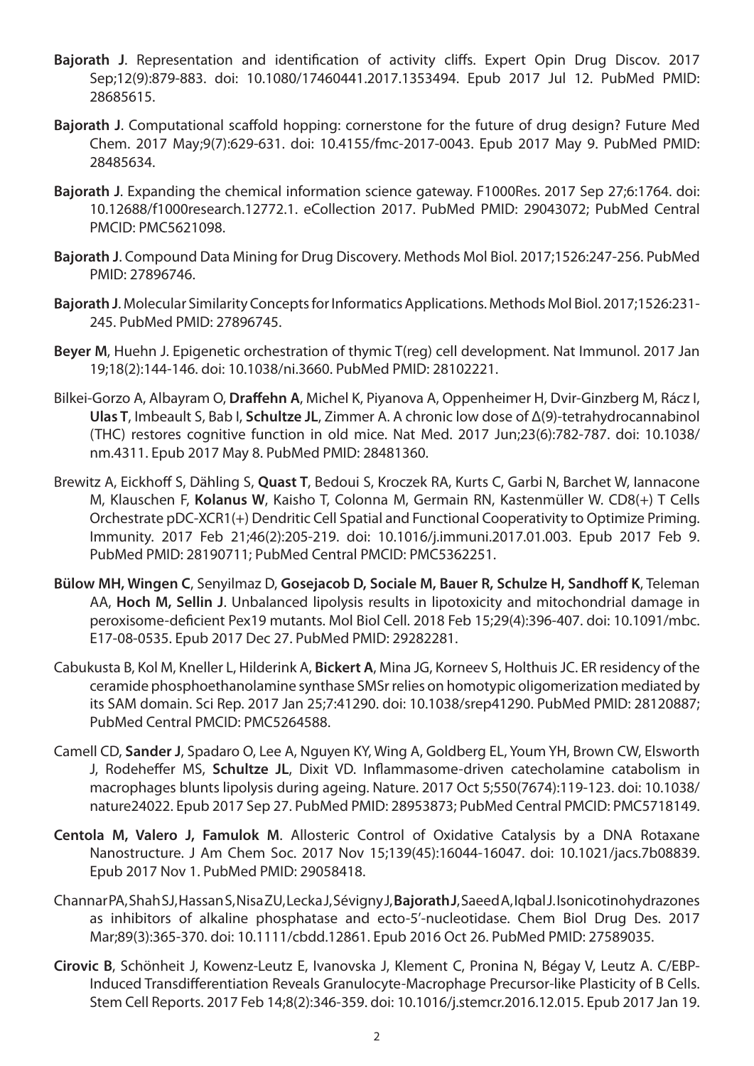**Bajorath J**. Representation and identification of activity cliffs. Expert Opin Drug Discov. 2017 Sep;12(9):879-883. doi: 10.1080/17460441.2017.1353494. Epub 2017 Jul 12. PubMed PMID: 28685615.

**Bajorath J**. Computational scaffold hopping: cornerstone for the future of drug design? Future Med Chem. 2017 May;9(7):629-631. doi: 10.4155/fmc-2017-0043. Epub 2017 May 9. PubMed PMID: 28485634.

**Bajorath J**. Expanding the chemical information science gateway. F1000Res. 2017 Sep 27;6:1764. doi: 10.12688/f1000research.12772.1. eCollection 2017. PubMed PMID: 29043072; PubMed Central PMCID: PMC5621098.

**Bajorath J**. Compound Data Mining for Drug Discovery. Methods Mol Biol. 2017;1526:247-256. PubMed PMID: 27896746.

**Bajorath J**. Molecular Similarity Concepts for Informatics Applications. Methods Mol Biol. 2017;1526:231-245. PubMed PMID: 27896745.

**Beyer M**, Huehn J. Epigenetic orchestration of thymic T(reg) cell development. Nat Immunol. 2017 Jan 19;18(2):144-146. doi: 10.1038/ni.3660. PubMed PMID: 28102221.

Bilkei-Gorzo A, Albayram O, **Draffehn A**, Michel K, Piyanova A, Oppenheimer H, Dvir-Ginzberg M, Rácz I, **Ulas T**, Imbeault S, Bab I, **Schultze JL**, Zimmer A. A chronic low dose of Δ(9)-tetrahydrocannabinol (THC) restores cognitive function in old mice. Nat Med. 2017 Jun;23(6):782-787. doi: 10.1038/nm.4311. Epub 2017 May 8. PubMed PMID: 28481360.

Brewitz A, Eickhoff S, Dähling S, **Quast T**, Bedoui S, Kroczek RA, Kurts C, Garbi N, Barchet W, Iannacone M, Klauschen F, **Kolanus W**, Kaisho T, Colonna M, Germain RN, Kastenmüller W. CD8(+) T Cells Orchestrate pDC-XCR1(+) Dendritic Cell Spatial and Functional Cooperativity to Optimize Priming. Immunity. 2017 Feb 21;46(2):205-219. doi: 10.1016/j.immuni.2017.01.003. Epub 2017 Feb 9. PubMed PMID: 28190711; PubMed Central PMCID: PMC5362251.

**Bülow MH, Wingen C**, Senyilmaz D, **Gosejacob D, Sociale M, Bauer R, Schulze H, Sandhoff K**, Teleman AA, **Hoch M, Sellin J**. Unbalanced lipolysis results in lipotoxicity and mitochondrial damage in peroxisome-deficient Pex19 mutants. Mol Biol Cell. 2018 Feb 15;29(4):396-407. doi: 10.1091/mbc.E17-08-0535. Epub 2017 Dec 27. PubMed PMID: 29282281.

Cabukusta B, Kol M, Kneller L, Hilderink A, **Bickert A**, Mina JG, Korneev S, Holthuis JC. ER residency of the ceramide phosphoethanolamine synthase SMSr relies on homotypic oligomerization mediated by its SAM domain. Sci Rep. 2017 Jan 25;7:41290. doi: 10.1038/srep41290. PubMed PMID: 28120887; PubMed Central PMCID: PMC5264588.

Camell CD, **Sander J**, Spadaro O, Lee A, Nguyen KY, Wing A, Goldberg EL, Youm YH, Brown CW, Elsworth J, Rodeheffer MS, **Schultze JL**, Dixit VD. Inflammasome-driven catecholamine catabolism in macrophages blunts lipolysis during ageing. Nature. 2017 Oct 5;550(7674):119-123. doi: 10.1038/nature24022. Epub 2017 Sep 27. PubMed PMID: 28953873; PubMed Central PMCID: PMC5718149.

**Centola M, Valero J, Famulok M**. Allosteric Control of Oxidative Catalysis by a DNA Rotaxane Nanostructure. J Am Chem Soc. 2017 Nov 15;139(45):16044-16047. doi: 10.1021/jacs.7b08839. Epub 2017 Nov 1. PubMed PMID: 29058418.

Channar PA, Shah SJ, Hassan S, Nisa ZU, Lecka J, Sévigny J, **Bajorath J**, Saeed A, Iqbal J. Isonicotinohydrazones as inhibitors of alkaline phosphatase and ecto-5'-nucleotidase. Chem Biol Drug Des. 2017 Mar;89(3):365-370. doi: 10.1111/cbdd.12861. Epub 2016 Oct 26. PubMed PMID: 27589035.

**Cirovic B**, Schönheit J, Kowenz-Leutz E, Ivanovska J, Klement C, Pronina N, Bégay V, Leutz A. C/EBP-Induced Transdifferentiation Reveals Granulocyte-Macrophage Precursor-like Plasticity of B Cells. Stem Cell Reports. 2017 Feb 14;8(2):346-359. doi: 10.1016/j.stemcr.2016.12.015. Epub 2017 Jan 19.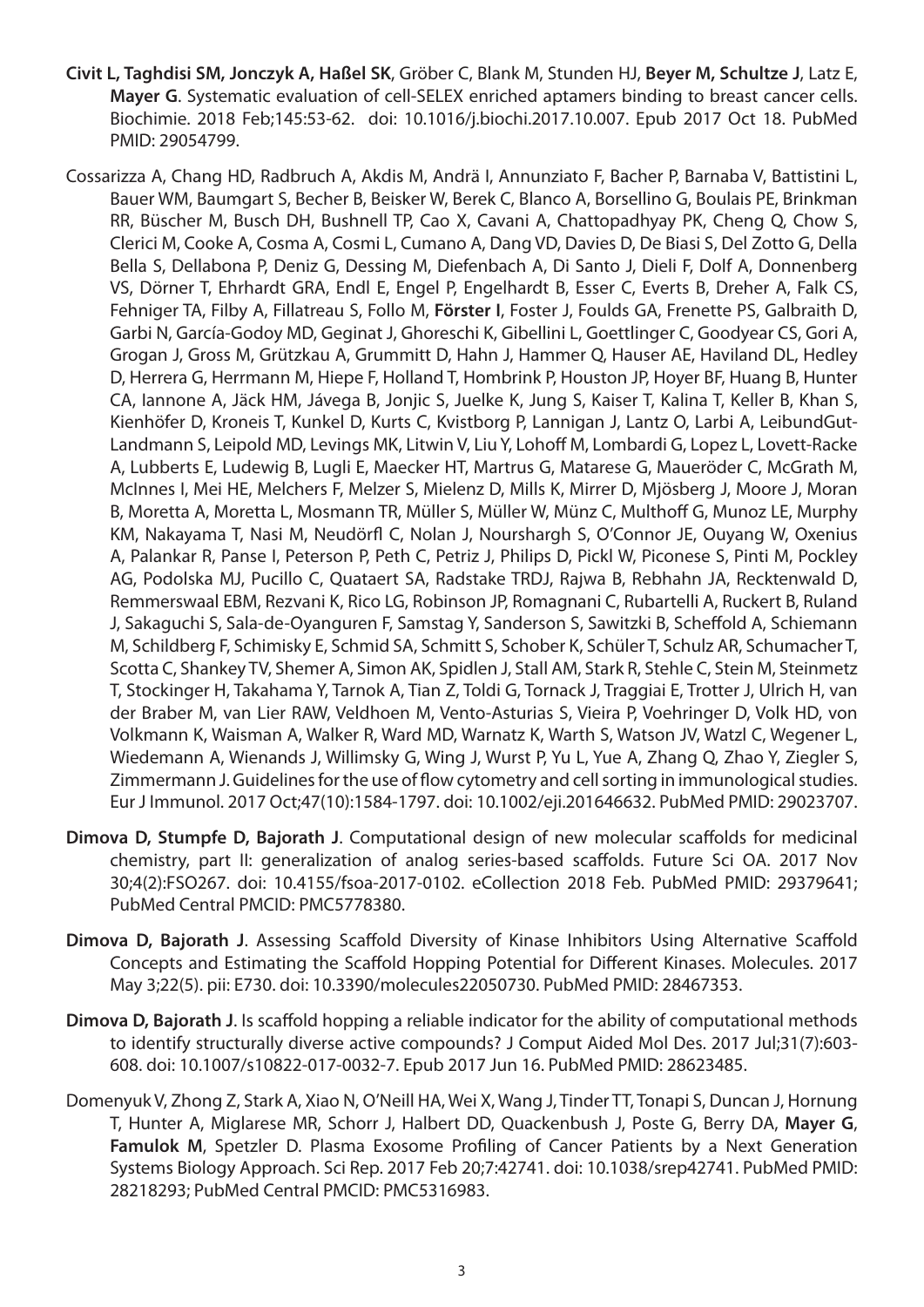**Civit L, Taghdisi SM, Jonczyk A, Haßel SK**, Gröber C, Blank M, Stunden HJ, **Beyer M, Schultze J**, Latz E, **Mayer G**. Systematic evaluation of cell-SELEX enriched aptamers binding to breast cancer cells. Biochimie. 2018 Feb;145:53-62. doi: 10.1016/j.biochi.2017.10.007. Epub 2017 Oct 18. PubMed PMID: 29054799.

Cossarizza A, Chang HD, Radbruch A, Akdis M, Andrä I, Annunziato F, Bacher P, Barnaba V, Battistini L, Bauer WM, Baumgart S, Becher B, Beisker W, Berek C, Blanco A, Borsellino G, Boulais PE, Brinkman RR, Büscher M, Busch DH, Bushnell TP, Cao X, Cavani A, Chattopadhyay PK, Cheng Q, Chow S, Clerici M, Cooke A, Cosma A, Cosmi L, Cumano A, Dang VD, Davies D, De Biasi S, Del Zotto G, Della Bella S, Dellabona P, Deniz G, Dessing M, Diefenbach A, Di Santo J, Dieli F, Dolf A, Donnenberg VS, Dörner T, Ehrhardt GRA, Endl E, Engel P, Engelhardt B, Esser C, Everts B, Dreher A, Falk CS, Fehniger TA, Filby A, Fillatreau S, Follo M, **Förster I**, Foster J, Foulds GA, Frenette PS, Galbraith D, Garbi N, García-Godoy MD, Geginat J, Ghoreschi K, Gibellini L, Goettlinger C, Goodyear CS, Gori A, Grogan J, Gross M, Grützkau A, Grummitt D, Hahn J, Hammer Q, Hauser AE, Haviland DL, Hedley D, Herrera G, Herrmann M, Hiepe F, Holland T, Hombrink P, Houston JP, Hoyer BF, Huang B, Hunter CA, Iannone A, Jäck HM, Jávega B, Jonjic S, Juelke K, Jung S, Kaiser T, Kalina T, Keller B, Khan S, Kienhöfer D, Kroneis T, Kunkel D, Kurts C, Kvistborg P, Lannigan J, Lantz O, Larbi A, LeibundGut-Landmann S, Leipold MD, Levings MK, Litwin V, Liu Y, Lohoff M, Lombardi G, Lopez L, Lovett-Racke A, Lubberts E, Ludewig B, Lugli E, Maecker HT, Martrus G, Matarese G, Maueröder C, McGrath M, McInnes I, Mei HE, Melchers F, Melzer S, Mielenz D, Mills K, Mirrer D, Mjösberg J, Moore J, Moran B, Moretta A, Moretta L, Mosmann TR, Müller S, Müller W, Münz C, Multhoff G, Munoz LE, Murphy KM, Nakayama T, Nasi M, Neudörfl C, Nolan J, Nourshargh S, O'Connor JE, Ouyang W, Oxenius A, Palankar R, Panse I, Peterson P, Peth C, Petriz J, Philips D, Pickl W, Piconese S, Pinti M, Pockley AG, Podolska MJ, Pucillo C, Quataert SA, Radstake TRDJ, Rajwa B, Rebhahn JA, Recktenwald D, Remmerswaal EBM, Rezvani K, Rico LG, Robinson JP, Romagnani C, Rubartelli A, Ruckert B, Ruland J, Sakaguchi S, Sala-de-Oyanguren F, Samstag Y, Sanderson S, Sawitzki B, Scheffold A, Schiemann M, Schildberg F, Schimisky E, Schmid SA, Schmitt S, Schober K, Schüler T, Schulz AR, Schumacher T, Scotta C, Shankey TV, Shemer A, Simon AK, Spidlen J, Stall AM, Stark R, Stehle C, Stein M, Steinmetz T, Stockinger H, Takahama Y, Tarnok A, Tian Z, Toldi G, Tornack J, Traggiai E, Trotter J, Ulrich H, van der Braber M, van Lier RAW, Veldhoen M, Vento-Asturias S, Vieira P, Voehringer D, Volk HD, von Volkmann K, Waisman A, Walker R, Ward MD, Warnatz K, Warth S, Watson JV, Watzl C, Wegener L, Wiedemann A, Wienands J, Willimsky G, Wing J, Wurst P, Yu L, Yue A, Zhang Q, Zhao Y, Ziegler S, Zimmermann J. Guidelines for the use of flow cytometry and cell sorting in immunological studies. Eur J Immunol. 2017 Oct;47(10):1584-1797. doi: 10.1002/eji.201646632. PubMed PMID: 29023707.

**Dimova D, Stumpfe D, Bajorath J**. Computational design of new molecular scaffolds for medicinal chemistry, part II: generalization of analog series-based scaffolds. Future Sci OA. 2017 Nov 30;4(2):FSO267. doi: 10.4155/fsoa-2017-0102. eCollection 2018 Feb. PubMed PMID: 29379641; PubMed Central PMCID: PMC5778380.

**Dimova D, Bajorath J**. Assessing Scaffold Diversity of Kinase Inhibitors Using Alternative Scaffold Concepts and Estimating the Scaffold Hopping Potential for Different Kinases. Molecules. 2017 May 3;22(5). pii: E730. doi: 10.3390/molecules22050730. PubMed PMID: 28467353.

**Dimova D, Bajorath J**. Is scaffold hopping a reliable indicator for the ability of computational methods to identify structurally diverse active compounds? J Comput Aided Mol Des. 2017 Jul;31(7):603-608. doi: 10.1007/s10822-017-0032-7. Epub 2017 Jun 16. PubMed PMID: 28623485.

Domenyuk V, Zhong Z, Stark A, Xiao N, O'Neill HA, Wei X, Wang J, Tinder TT, Tonapi S, Duncan J, Hornung T, Hunter A, Miglarese MR, Schorr J, Halbert DD, Quackenbush J, Poste G, Berry DA, **Mayer G**, **Famulok M**, Spetzler D. Plasma Exosome Profiling of Cancer Patients by a Next Generation Systems Biology Approach. Sci Rep. 2017 Feb 20;7:42741. doi: 10.1038/srep42741. PubMed PMID: 28218293; PubMed Central PMCID: PMC5316983.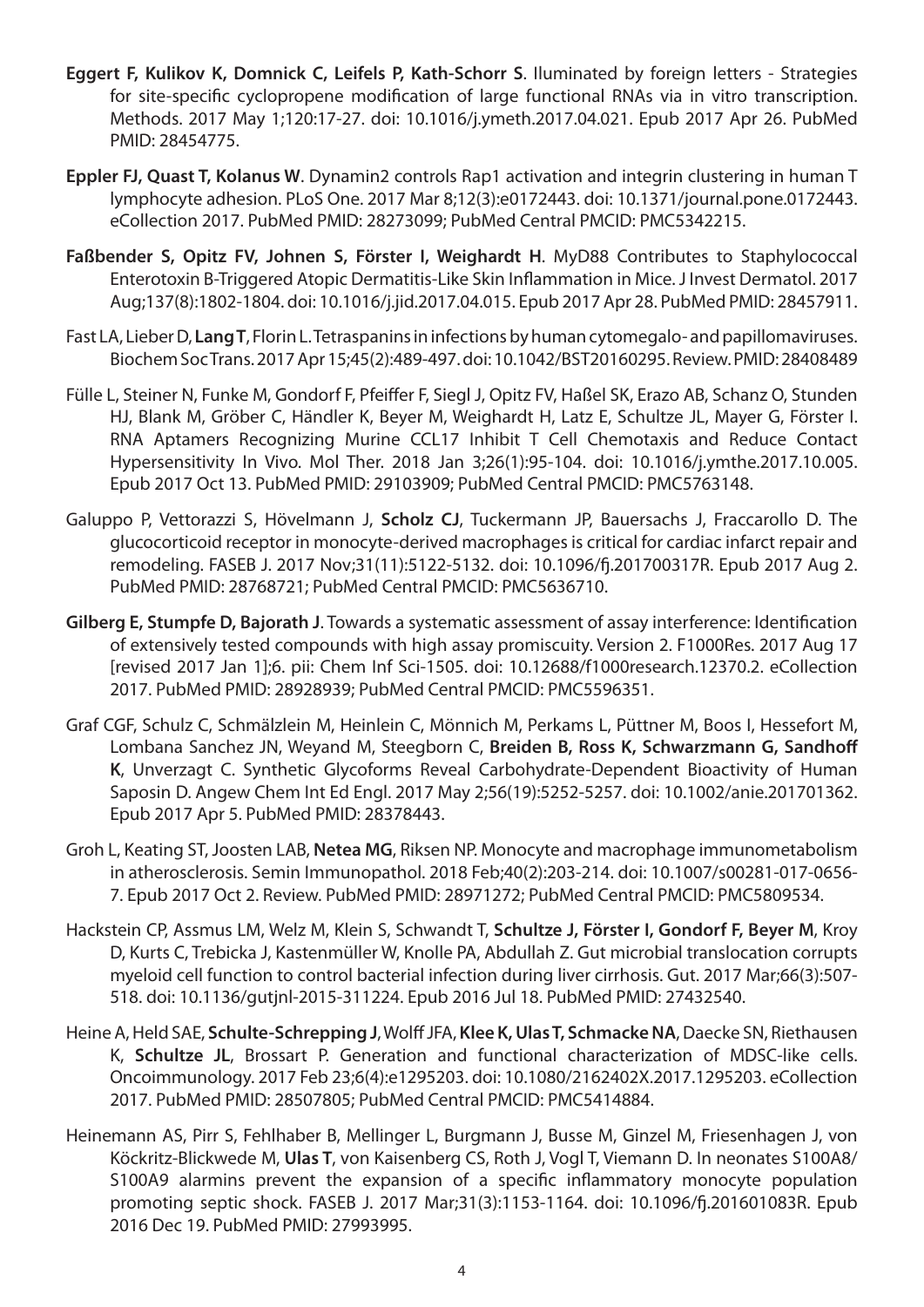**Eggert F, Kulikov K, Domnick C, Leifels P, Kath-Schorr S**. Iluminated by foreign letters - Strategies for site-specific cyclopropene modification of large functional RNAs via in vitro transcription. Methods. 2017 May 1;120:17-27. doi: 10.1016/j.ymeth.2017.04.021. Epub 2017 Apr 26. PubMed PMID: 28454775.

**Eppler FJ, Quast T, Kolanus W**. Dynamin2 controls Rap1 activation and integrin clustering in human T lymphocyte adhesion. PLoS One. 2017 Mar 8;12(3):e0172443. doi: 10.1371/journal.pone.0172443. eCollection 2017. PubMed PMID: 28273099; PubMed Central PMCID: PMC5342215.

**Faßbender S, Opitz FV, Johnen S, Förster I, Weighardt H**. MyD88 Contributes to Staphylococcal Enterotoxin B-Triggered Atopic Dermatitis-Like Skin Inflammation in Mice. J Invest Dermatol. 2017 Aug;137(8):1802-1804. doi: 10.1016/j.jid.2017.04.015. Epub 2017 Apr 28. PubMed PMID: 28457911.

Fast LA, Lieber D, **Lang T**, Florin L. Tetraspanins in infections by human cytomegalo- and papillomaviruses. Biochem Soc Trans. 2017 Apr 15;45(2):489-497. doi: 10.1042/BST20160295. Review. PMID: 28408489

Fülle L, Steiner N, Funke M, Gondorf F, Pfeiffer F, Siegl J, Opitz FV, Haßel SK, Erazo AB, Schanz O, Stunden HJ, Blank M, Gröber C, Händler K, Beyer M, Weighardt H, Latz E, Schultze JL, Mayer G, Förster I. RNA Aptamers Recognizing Murine CCL17 Inhibit T Cell Chemotaxis and Reduce Contact Hypersensitivity In Vivo. Mol Ther. 2018 Jan 3;26(1):95-104. doi: 10.1016/j.ymthe.2017.10.005. Epub 2017 Oct 13. PubMed PMID: 29103909; PubMed Central PMCID: PMC5763148.

Galuppo P, Vettorazzi S, Hövelmann J, **Scholz CJ**, Tuckermann JP, Bauersachs J, Fraccarollo D. The glucocorticoid receptor in monocyte-derived macrophages is critical for cardiac infarct repair and remodeling. FASEB J. 2017 Nov;31(11):5122-5132. doi: 10.1096/fj.201700317R. Epub 2017 Aug 2. PubMed PMID: 28768721; PubMed Central PMCID: PMC5636710.

**Gilberg E, Stumpfe D, Bajorath J**. Towards a systematic assessment of assay interference: Identification of extensively tested compounds with high assay promiscuity. Version 2. F1000Res. 2017 Aug 17 [revised 2017 Jan 1];6. pii: Chem Inf Sci-1505. doi: 10.12688/f1000research.12370.2. eCollection 2017. PubMed PMID: 28928939; PubMed Central PMCID: PMC5596351.

Graf CGF, Schulz C, Schmälzlein M, Heinlein C, Mönnich M, Perkams L, Püttner M, Boos I, Hessefort M, Lombana Sanchez JN, Weyand M, Steegborn C, **Breiden B, Ross K, Schwarzmann G, Sandhoff K**, Unverzagt C. Synthetic Glycoforms Reveal Carbohydrate-Dependent Bioactivity of Human Saposin D. Angew Chem Int Ed Engl. 2017 May 2;56(19):5252-5257. doi: 10.1002/anie.201701362. Epub 2017 Apr 5. PubMed PMID: 28378443.

Groh L, Keating ST, Joosten LAB, **Netea MG**, Riksen NP. Monocyte and macrophage immunometabolism in atherosclerosis. Semin Immunopathol. 2018 Feb;40(2):203-214. doi: 10.1007/s00281-017-0656-7. Epub 2017 Oct 2. Review. PubMed PMID: 28971272; PubMed Central PMCID: PMC5809534.

Hackstein CP, Assmus LM, Welz M, Klein S, Schwandt T, **Schultze J, Förster I, Gondorf F, Beyer M**, Kroy D, Kurts C, Trebicka J, Kastenmüller W, Knolle PA, Abdullah Z. Gut microbial translocation corrupts myeloid cell function to control bacterial infection during liver cirrhosis. Gut. 2017 Mar;66(3):507-518. doi: 10.1136/gutjnl-2015-311224. Epub 2016 Jul 18. PubMed PMID: 27432540.

Heine A, Held SAE, **Schulte-Schrepping J**, Wolff JFA, **Klee K, Ulas T, Schmacke NA**, Daecke SN, Riethausen K, **Schultze JL**, Brossart P. Generation and functional characterization of MDSC-like cells. Oncoimmunology. 2017 Feb 23;6(4):e1295203. doi: 10.1080/2162402X.2017.1295203. eCollection 2017. PubMed PMID: 28507805; PubMed Central PMCID: PMC5414884.

Heinemann AS, Pirr S, Fehlhaber B, Mellinger L, Burgmann J, Busse M, Ginzel M, Friesenhagen J, von Köckritz-Blickwede M, **Ulas T**, von Kaisenberg CS, Roth J, Vogl T, Viemann D. In neonates S100A8/S100A9 alarmins prevent the expansion of a specific inflammatory monocyte population promoting septic shock. FASEB J. 2017 Mar;31(3):1153-1164. doi: 10.1096/fj.201601083R. Epub 2016 Dec 19. PubMed PMID: 27993995.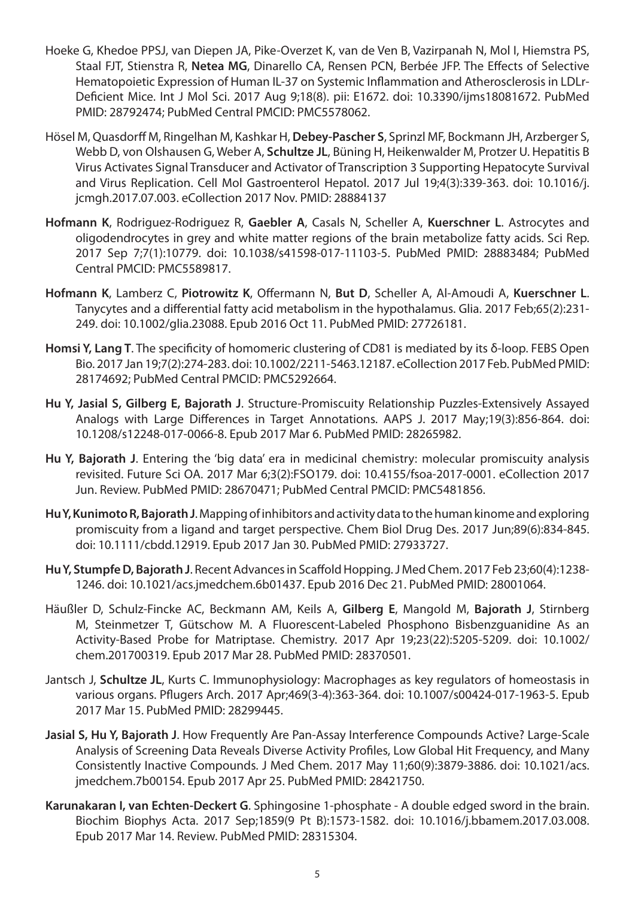Hoeke G, Khedoe PPSJ, van Diepen JA, Pike-Overzet K, van de Ven B, Vazirpanah N, Mol I, Hiemstra PS, Staal FJT, Stienstra R, **Netea MG**, Dinarello CA, Rensen PCN, Berbée JFP. The Effects of Selective Hematopoietic Expression of Human IL-37 on Systemic Inflammation and Atherosclerosis in LDLr-Deficient Mice. Int J Mol Sci. 2017 Aug 9;18(8). pii: E1672. doi: 10.3390/ijms18081672. PubMed PMID: 28792474; PubMed Central PMCID: PMC5578062.

Hösel M, Quasdorff M, Ringelhan M, Kashkar H, **Debey-Pascher S**, Sprinzl MF, Bockmann JH, Arzberger S, Webb D, von Olshausen G, Weber A, **Schultze JL**, Büning H, Heikenwalder M, Protzer U. Hepatitis B Virus Activates Signal Transducer and Activator of Transcription 3 Supporting Hepatocyte Survival and Virus Replication. Cell Mol Gastroenterol Hepatol. 2017 Jul 19;4(3):339-363. doi: 10.1016/j.jcmgh.2017.07.003. eCollection 2017 Nov. PMID: 28884137

**Hofmann K**, Rodriguez-Rodriguez R, **Gaebler A**, Casals N, Scheller A, **Kuerschner L**. Astrocytes and oligodendrocytes in grey and white matter regions of the brain metabolize fatty acids. Sci Rep. 2017 Sep 7;7(1):10779. doi: 10.1038/s41598-017-11103-5. PubMed PMID: 28883484; PubMed Central PMCID: PMC5589817.

**Hofmann K**, Lamberz C, **Piotrowitz K**, Offermann N, **But D**, Scheller A, Al-Amoudi A, **Kuerschner L**. Tanycytes and a differential fatty acid metabolism in the hypothalamus. Glia. 2017 Feb;65(2):231-249. doi: 10.1002/glia.23088. Epub 2016 Oct 11. PubMed PMID: 27726181.

**Homsi Y, Lang T**. The specificity of homomeric clustering of CD81 is mediated by its δ-loop. FEBS Open Bio. 2017 Jan 19;7(2):274-283. doi: 10.1002/2211-5463.12187. eCollection 2017 Feb. PubMed PMID: 28174692; PubMed Central PMCID: PMC5292664.

**Hu Y, Jasial S, Gilberg E, Bajorath J**. Structure-Promiscuity Relationship Puzzles-Extensively Assayed Analogs with Large Differences in Target Annotations. AAPS J. 2017 May;19(3):856-864. doi: 10.1208/s12248-017-0066-8. Epub 2017 Mar 6. PubMed PMID: 28265982.

**Hu Y, Bajorath J**. Entering the 'big data' era in medicinal chemistry: molecular promiscuity analysis revisited. Future Sci OA. 2017 Mar 6;3(2):FSO179. doi: 10.4155/fsoa-2017-0001. eCollection 2017 Jun. Review. PubMed PMID: 28670471; PubMed Central PMCID: PMC5481856.

**Hu Y, Kunimoto R, Bajorath J**. Mapping of inhibitors and activity data to the human kinome and exploring promiscuity from a ligand and target perspective. Chem Biol Drug Des. 2017 Jun;89(6):834-845. doi: 10.1111/cbdd.12919. Epub 2017 Jan 30. PubMed PMID: 27933727.

**Hu Y, Stumpfe D, Bajorath J**. Recent Advances in Scaffold Hopping. J Med Chem. 2017 Feb 23;60(4):1238-1246. doi: 10.1021/acs.jmedchem.6b01437. Epub 2016 Dec 21. PubMed PMID: 28001064.

Häußler D, Schulz-Fincke AC, Beckmann AM, Keils A, **Gilberg E**, Mangold M, **Bajorath J**, Stirnberg M, Steinmetzer T, Gütschow M. A Fluorescent-Labeled Phosphono Bisbenzguanidine As an Activity-Based Probe for Matriptase. Chemistry. 2017 Apr 19;23(22):5205-5209. doi: 10.1002/chem.201700319. Epub 2017 Mar 28. PubMed PMID: 28370501.

Jantsch J, **Schultze JL**, Kurts C. Immunophysiology: Macrophages as key regulators of homeostasis in various organs. Pflugers Arch. 2017 Apr;469(3-4):363-364. doi: 10.1007/s00424-017-1963-5. Epub 2017 Mar 15. PubMed PMID: 28299445.

**Jasial S, Hu Y, Bajorath J**. How Frequently Are Pan-Assay Interference Compounds Active? Large-Scale Analysis of Screening Data Reveals Diverse Activity Profiles, Low Global Hit Frequency, and Many Consistently Inactive Compounds. J Med Chem. 2017 May 11;60(9):3879-3886. doi: 10.1021/acs.jmedchem.7b00154. Epub 2017 Apr 25. PubMed PMID: 28421750.

**Karunakaran I, van Echten-Deckert G**. Sphingosine 1-phosphate - A double edged sword in the brain. Biochim Biophys Acta. 2017 Sep;1859(9 Pt B):1573-1582. doi: 10.1016/j.bbamem.2017.03.008. Epub 2017 Mar 14. Review. PubMed PMID: 28315304.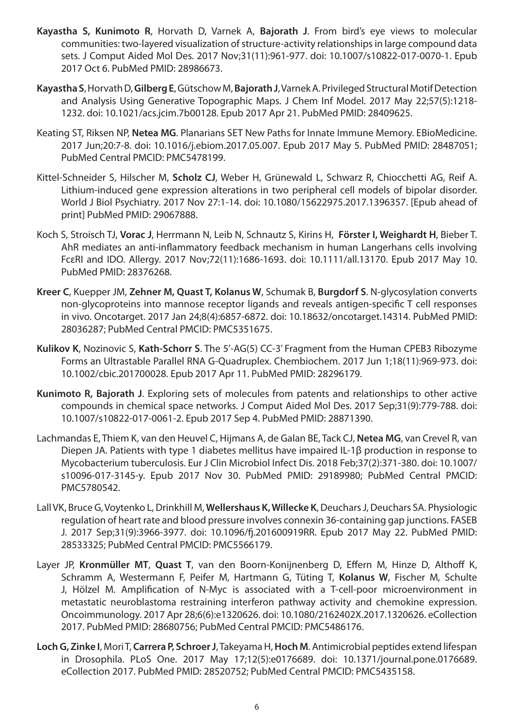**Kayastha S, Kunimoto R**, Horvath D, Varnek A, **Bajorath J**. From bird's eye views to molecular communities: two-layered visualization of structure-activity relationships in large compound data sets. J Comput Aided Mol Des. 2017 Nov;31(11):961-977. doi: 10.1007/s10822-017-0070-1. Epub 2017 Oct 6. PubMed PMID: 28986673.

**Kayastha S**, Horvath D, **Gilberg E**, Gütschow M, **Bajorath J**, Varnek A. Privileged Structural Motif Detection and Analysis Using Generative Topographic Maps. J Chem Inf Model. 2017 May 22;57(5):1218-1232. doi: 10.1021/acs.jcim.7b00128. Epub 2017 Apr 21. PubMed PMID: 28409625.

Keating ST, Riksen NP, **Netea MG**. Planarians SET New Paths for Innate Immune Memory. EBioMedicine. 2017 Jun;20:7-8. doi: 10.1016/j.ebiom.2017.05.007. Epub 2017 May 5. PubMed PMID: 28487051; PubMed Central PMCID: PMC5478199.

Kittel-Schneider S, Hilscher M, **Scholz CJ**, Weber H, Grünewald L, Schwarz R, Chiocchetti AG, Reif A. Lithium-induced gene expression alterations in two peripheral cell models of bipolar disorder. World J Biol Psychiatry. 2017 Nov 27:1-14. doi: 10.1080/15622975.2017.1396357. [Epub ahead of print] PubMed PMID: 29067888.

Koch S, Stroisch TJ, **Vorac J**, Herrmann N, Leib N, Schnautz S, Kirins H, **Förster I, Weighardt H**, Bieber T. AhR mediates an anti-inflammatory feedback mechanism in human Langerhans cells involving FcεRI and IDO. Allergy. 2017 Nov;72(11):1686-1693. doi: 10.1111/all.13170. Epub 2017 May 10. PubMed PMID: 28376268.

**Kreer C**, Kuepper JM, **Zehner M, Quast T, Kolanus W**, Schumak B, **Burgdorf S**. N-glycosylation converts non-glycoproteins into mannose receptor ligands and reveals antigen-specific T cell responses in vivo. Oncotarget. 2017 Jan 24;8(4):6857-6872. doi: 10.18632/oncotarget.14314. PubMed PMID: 28036287; PubMed Central PMCID: PMC5351675.

**Kulikov K**, Nozinovic S, **Kath-Schorr S**. The 5'-AG(5) CC-3' Fragment from the Human CPEB3 Ribozyme Forms an Ultrastable Parallel RNA G-Quadruplex. Chembiochem. 2017 Jun 1;18(11):969-973. doi: 10.1002/cbic.201700028. Epub 2017 Apr 11. PubMed PMID: 28296179.

**Kunimoto R, Bajorath J**. Exploring sets of molecules from patents and relationships to other active compounds in chemical space networks. J Comput Aided Mol Des. 2017 Sep;31(9):779-788. doi: 10.1007/s10822-017-0061-2. Epub 2017 Sep 4. PubMed PMID: 28871390.

Lachmandas E, Thiem K, van den Heuvel C, Hijmans A, de Galan BE, Tack CJ, **Netea MG**, van Crevel R, van Diepen JA. Patients with type 1 diabetes mellitus have impaired IL-1β production in response to Mycobacterium tuberculosis. Eur J Clin Microbiol Infect Dis. 2018 Feb;37(2):371-380. doi: 10.1007/s10096-017-3145-y. Epub 2017 Nov 30. PubMed PMID: 29189980; PubMed Central PMCID: PMC5780542.

Lall VK, Bruce G, Voytenko L, Drinkhill M, **Wellershaus K, Willecke K**, Deuchars J, Deuchars SA. Physiologic regulation of heart rate and blood pressure involves connexin 36-containing gap junctions. FASEB J. 2017 Sep;31(9):3966-3977. doi: 10.1096/fj.201600919RR. Epub 2017 May 22. PubMed PMID: 28533325; PubMed Central PMCID: PMC5566179.

Layer JP, **Kronmüller MT**, **Quast T**, van den Boorn-Konijnenberg D, Effern M, Hinze D, Althoff K, Schramm A, Westermann F, Peifer M, Hartmann G, Tüting T, **Kolanus W**, Fischer M, Schulte J, Hölzel M. Amplification of N-Myc is associated with a T-cell-poor microenvironment in metastatic neuroblastoma restraining interferon pathway activity and chemokine expression. Oncoimmunology. 2017 Apr 28;6(6):e1320626. doi: 10.1080/2162402X.2017.1320626. eCollection 2017. PubMed PMID: 28680756; PubMed Central PMCID: PMC5486176.

**Loch G, Zinke I**, Mori T, **Carrera P, Schroer J**, Takeyama H, **Hoch M**. Antimicrobial peptides extend lifespan in Drosophila. PLoS One. 2017 May 17;12(5):e0176689. doi: 10.1371/journal.pone.0176689. eCollection 2017. PubMed PMID: 28520752; PubMed Central PMCID: PMC5435158.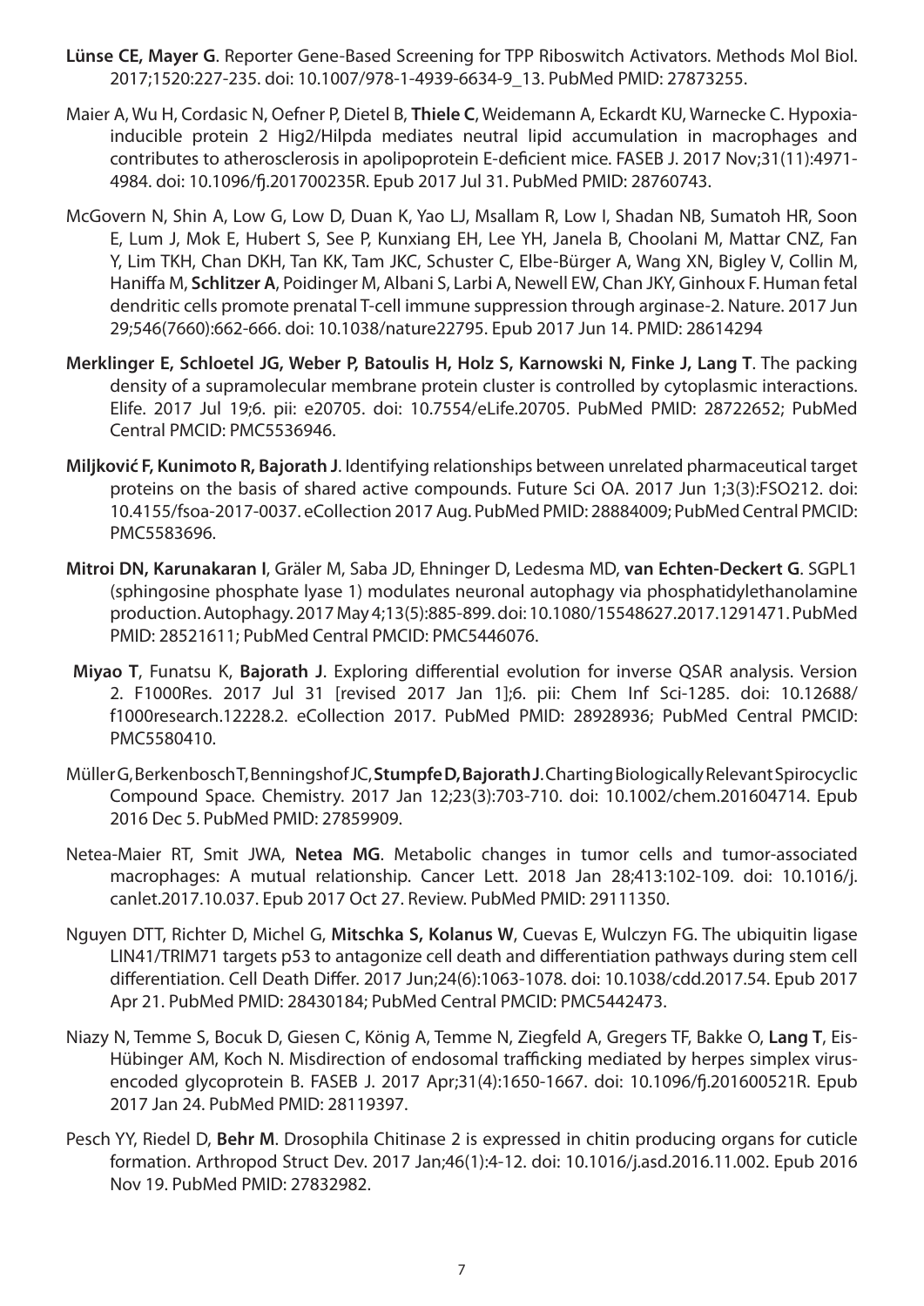**Lünse CE, Mayer G**. Reporter Gene-Based Screening for TPP Riboswitch Activators. Methods Mol Biol. 2017;1520:227-235. doi: 10.1007/978-1-4939-6634-9_13. PubMed PMID: 27873255.

Maier A, Wu H, Cordasic N, Oefner P, Dietel B, **Thiele C**, Weidemann A, Eckardt KU, Warnecke C. Hypoxia-inducible protein 2 Hig2/Hilpda mediates neutral lipid accumulation in macrophages and contributes to atherosclerosis in apolipoprotein E-deficient mice. FASEB J. 2017 Nov;31(11):4971-4984. doi: 10.1096/fj.201700235R. Epub 2017 Jul 31. PubMed PMID: 28760743.

McGovern N, Shin A, Low G, Low D, Duan K, Yao LJ, Msallam R, Low I, Shadan NB, Sumatoh HR, Soon E, Lum J, Mok E, Hubert S, See P, Kunxiang EH, Lee YH, Janela B, Choolani M, Mattar CNZ, Fan Y, Lim TKH, Chan DKH, Tan KK, Tam JKC, Schuster C, Elbe-Bürger A, Wang XN, Bigley V, Collin M, Haniffa M, **Schlitzer A**, Poidinger M, Albani S, Larbi A, Newell EW, Chan JKY, Ginhoux F. Human fetal dendritic cells promote prenatal T-cell immune suppression through arginase-2. Nature. 2017 Jun 29;546(7660):662-666. doi: 10.1038/nature22795. Epub 2017 Jun 14. PMID: 28614294

**Merklinger E, Schloetel JG, Weber P, Batoulis H, Holz S, Karnowski N, Finke J, Lang T**. The packing density of a supramolecular membrane protein cluster is controlled by cytoplasmic interactions. Elife. 2017 Jul 19;6. pii: e20705. doi: 10.7554/eLife.20705. PubMed PMID: 28722652; PubMed Central PMCID: PMC5536946.

**Miljković F, Kunimoto R, Bajorath J**. Identifying relationships between unrelated pharmaceutical target proteins on the basis of shared active compounds. Future Sci OA. 2017 Jun 1;3(3):FSO212. doi: 10.4155/fsoa-2017-0037. eCollection 2017 Aug. PubMed PMID: 28884009; PubMed Central PMCID: PMC5583696.

**Mitroi DN, Karunakaran I**, Gräler M, Saba JD, Ehninger D, Ledesma MD, **van Echten-Deckert G**. SGPL1 (sphingosine phosphate lyase 1) modulates neuronal autophagy via phosphatidylethanolamine production. Autophagy. 2017 May 4;13(5):885-899. doi: 10.1080/15548627.2017.1291471. PubMed PMID: 28521611; PubMed Central PMCID: PMC5446076.

**Miyao T**, Funatsu K, **Bajorath J**. Exploring differential evolution for inverse QSAR analysis. Version 2. F1000Res. 2017 Jul 31 [revised 2017 Jan 1];6. pii: Chem Inf Sci-1285. doi: 10.12688/f1000research.12228.2. eCollection 2017. PubMed PMID: 28928936; PubMed Central PMCID: PMC5580410.

Müller G, Berkenbosch T, Benningshof JC, **Stumpfe D, Bajorath J**. Charting Biologically Relevant Spirocyclic Compound Space. Chemistry. 2017 Jan 12;23(3):703-710. doi: 10.1002/chem.201604714. Epub 2016 Dec 5. PubMed PMID: 27859909.

Netea-Maier RT, Smit JWA, **Netea MG**. Metabolic changes in tumor cells and tumor-associated macrophages: A mutual relationship. Cancer Lett. 2018 Jan 28;413:102-109. doi: 10.1016/j.canlet.2017.10.037. Epub 2017 Oct 27. Review. PubMed PMID: 29111350.

Nguyen DTT, Richter D, Michel G, **Mitschka S, Kolanus W**, Cuevas E, Wulczyn FG. The ubiquitin ligase LIN41/TRIM71 targets p53 to antagonize cell death and differentiation pathways during stem cell differentiation. Cell Death Differ. 2017 Jun;24(6):1063-1078. doi: 10.1038/cdd.2017.54. Epub 2017 Apr 21. PubMed PMID: 28430184; PubMed Central PMCID: PMC5442473.

Niazy N, Temme S, Bocuk D, Giesen C, König A, Temme N, Ziegfeld A, Gregers TF, Bakke O, **Lang T**, Eis-Hübinger AM, Koch N. Misdirection of endosomal trafficking mediated by herpes simplex virus-encoded glycoprotein B. FASEB J. 2017 Apr;31(4):1650-1667. doi: 10.1096/fj.201600521R. Epub 2017 Jan 24. PubMed PMID: 28119397.

Pesch YY, Riedel D, **Behr M**. Drosophila Chitinase 2 is expressed in chitin producing organs for cuticle formation. Arthropod Struct Dev. 2017 Jan;46(1):4-12. doi: 10.1016/j.asd.2016.11.002. Epub 2016 Nov 19. PubMed PMID: 27832982.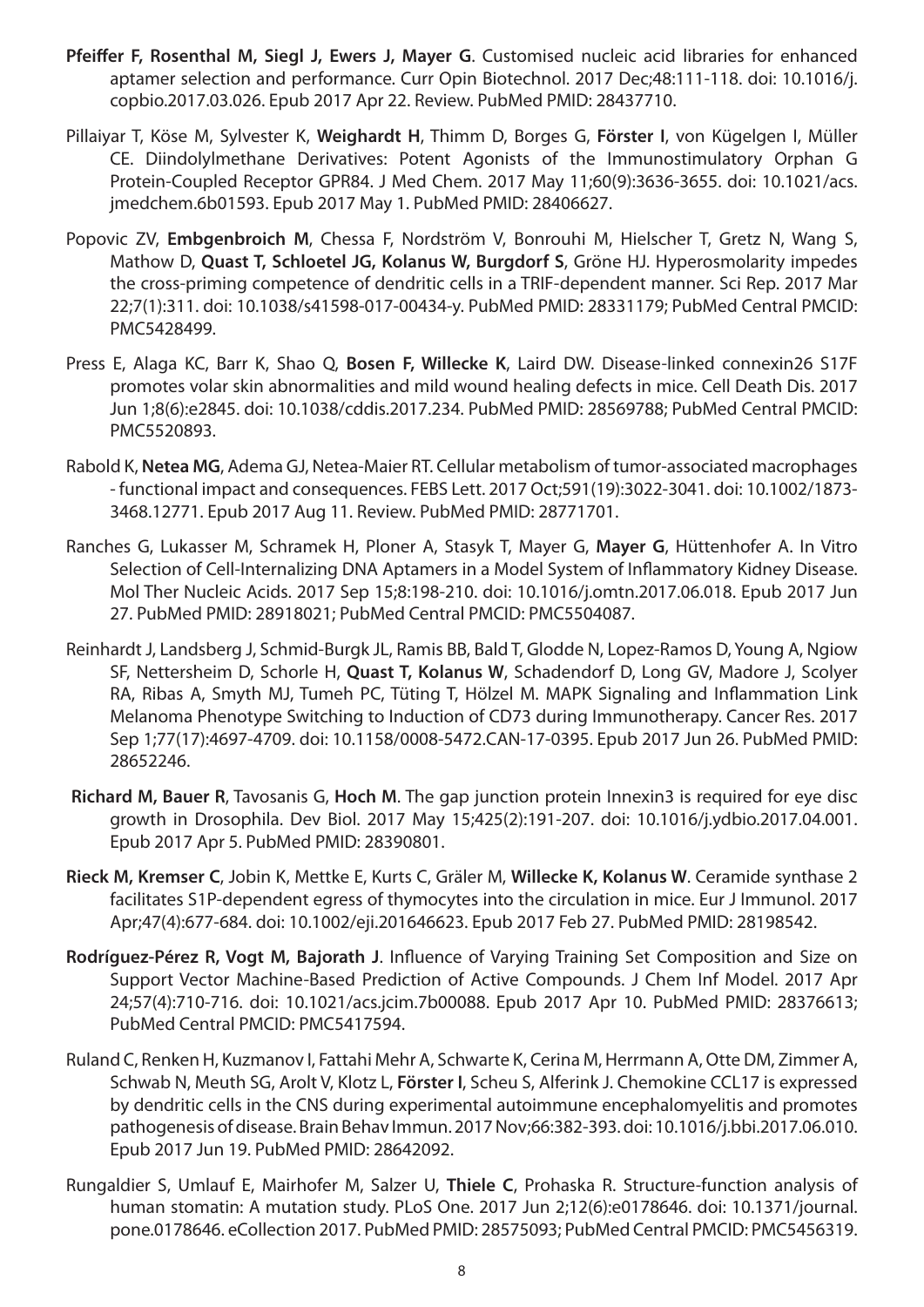**Pfeiffer F, Rosenthal M, Siegl J, Ewers J, Mayer G**. Customised nucleic acid libraries for enhanced aptamer selection and performance. Curr Opin Biotechnol. 2017 Dec;48:111-118. doi: 10.1016/j.copbio.2017.03.026. Epub 2017 Apr 22. Review. PubMed PMID: 28437710.

Pillaiyar T, Köse M, Sylvester K, **Weighardt H**, Thimm D, Borges G, **Förster I**, von Kügelgen I, Müller CE. Diindolylmethane Derivatives: Potent Agonists of the Immunostimulatory Orphan G Protein-Coupled Receptor GPR84. J Med Chem. 2017 May 11;60(9):3636-3655. doi: 10.1021/acs.jmedchem.6b01593. Epub 2017 May 1. PubMed PMID: 28406627.

Popovic ZV, **Embgenbroich M**, Chessa F, Nordström V, Bonrouhi M, Hielscher T, Gretz N, Wang S, Mathow D, **Quast T, Schloetel JG, Kolanus W, Burgdorf S**, Gröne HJ. Hyperosmolarity impedes the cross-priming competence of dendritic cells in a TRIF-dependent manner. Sci Rep. 2017 Mar 22;7(1):311. doi: 10.1038/s41598-017-00434-y. PubMed PMID: 28331179; PubMed Central PMCID: PMC5428499.

Press E, Alaga KC, Barr K, Shao Q, **Bosen F, Willecke K**, Laird DW. Disease-linked connexin26 S17F promotes volar skin abnormalities and mild wound healing defects in mice. Cell Death Dis. 2017 Jun 1;8(6):e2845. doi: 10.1038/cddis.2017.234. PubMed PMID: 28569788; PubMed Central PMCID: PMC5520893.

Rabold K, **Netea MG**, Adema GJ, Netea-Maier RT. Cellular metabolism of tumor-associated macrophages - functional impact and consequences. FEBS Lett. 2017 Oct;591(19):3022-3041. doi: 10.1002/1873-3468.12771. Epub 2017 Aug 11. Review. PubMed PMID: 28771701.

Ranches G, Lukasser M, Schramek H, Ploner A, Stasyk T, Mayer G, **Mayer G**, Hüttenhofer A. In Vitro Selection of Cell-Internalizing DNA Aptamers in a Model System of Inflammatory Kidney Disease. Mol Ther Nucleic Acids. 2017 Sep 15;8:198-210. doi: 10.1016/j.omtn.2017.06.018. Epub 2017 Jun 27. PubMed PMID: 28918021; PubMed Central PMCID: PMC5504087.

Reinhardt J, Landsberg J, Schmid-Burgk JL, Ramis BB, Bald T, Glodde N, Lopez-Ramos D, Young A, Ngiow SF, Nettersheim D, Schorle H, **Quast T, Kolanus W**, Schadendorf D, Long GV, Madore J, Scolyer RA, Ribas A, Smyth MJ, Tumeh PC, Tüting T, Hölzel M. MAPK Signaling and Inflammation Link Melanoma Phenotype Switching to Induction of CD73 during Immunotherapy. Cancer Res. 2017 Sep 1;77(17):4697-4709. doi: 10.1158/0008-5472.CAN-17-0395. Epub 2017 Jun 26. PubMed PMID: 28652246.

**Richard M, Bauer R**, Tavosanis G, **Hoch M**. The gap junction protein Innexin3 is required for eye disc growth in Drosophila. Dev Biol. 2017 May 15;425(2):191-207. doi: 10.1016/j.ydbio.2017.04.001. Epub 2017 Apr 5. PubMed PMID: 28390801.

**Rieck M, Kremser C**, Jobin K, Mettke E, Kurts C, Gräler M, **Willecke K, Kolanus W**. Ceramide synthase 2 facilitates S1P-dependent egress of thymocytes into the circulation in mice. Eur J Immunol. 2017 Apr;47(4):677-684. doi: 10.1002/eji.201646623. Epub 2017 Feb 27. PubMed PMID: 28198542.

**Rodríguez-Pérez R, Vogt M, Bajorath J**. Influence of Varying Training Set Composition and Size on Support Vector Machine-Based Prediction of Active Compounds. J Chem Inf Model. 2017 Apr 24;57(4):710-716. doi: 10.1021/acs.jcim.7b00088. Epub 2017 Apr 10. PubMed PMID: 28376613; PubMed Central PMCID: PMC5417594.

Ruland C, Renken H, Kuzmanov I, Fattahi Mehr A, Schwarte K, Cerina M, Herrmann A, Otte DM, Zimmer A, Schwab N, Meuth SG, Arolt V, Klotz L, **Förster I**, Scheu S, Alferink J. Chemokine CCL17 is expressed by dendritic cells in the CNS during experimental autoimmune encephalomyelitis and promotes pathogenesis of disease. Brain Behav Immun. 2017 Nov;66:382-393. doi: 10.1016/j.bbi.2017.06.010. Epub 2017 Jun 19. PubMed PMID: 28642092.

Rungaldier S, Umlauf E, Mairhofer M, Salzer U, **Thiele C**, Prohaska R. Structure-function analysis of human stomatin: A mutation study. PLoS One. 2017 Jun 2;12(6):e0178646. doi: 10.1371/journal.pone.0178646. eCollection 2017. PubMed PMID: 28575093; PubMed Central PMCID: PMC5456319.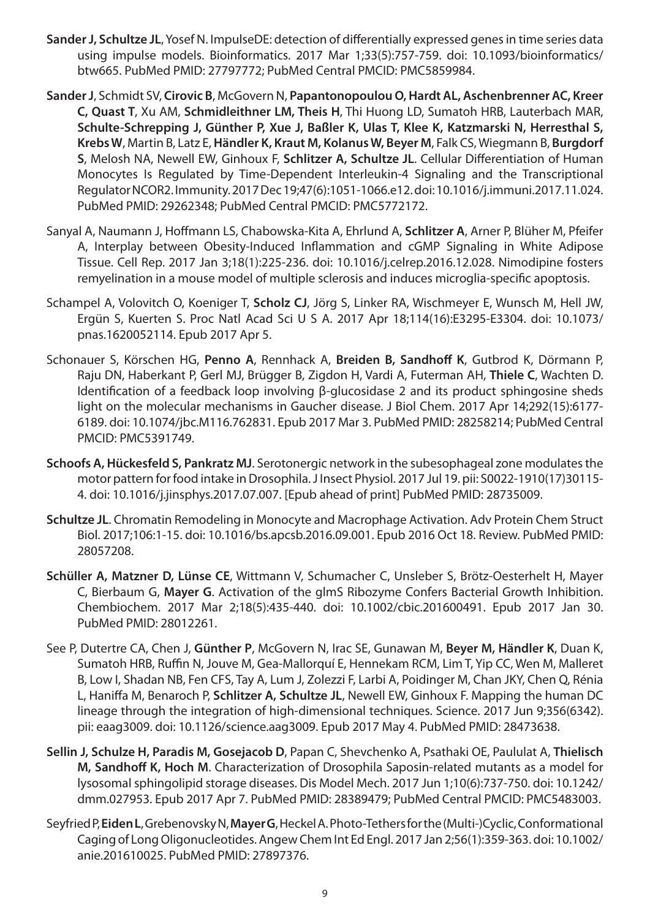**Sander J, Schultze JL**, Yosef N. ImpulseDE: detection of differentially expressed genes in time series data using impulse models. Bioinformatics. 2017 Mar 1;33(5):757-759. doi: 10.1093/bioinformatics/btw665. PubMed PMID: 27797772; PubMed Central PMCID: PMC5859984.

**Sander J**, Schmidt SV, **Cirovic B**, McGovern N, **Papantonopoulou O, Hardt AL, Aschenbrenner AC, Kreer C, Quast T**, Xu AM, **Schmidleithner LM, Theis H**, Thi Huong LD, Sumatoh HRB, Lauterbach MAR, **Schulte-Schrepping J, Günther P, Xue J, Baßler K, Ulas T, Klee K, Katzmarski N, Herresthal S, Krebs W**, Martin B, Latz E, **Händler K, Kraut M, Kolanus W, Beyer M**, Falk CS, Wiegmann B, **Burgdorf S**, Melosh NA, Newell EW, Ginhoux F, **Schlitzer A, Schultze JL**. Cellular Differentiation of Human Monocytes Is Regulated by Time-Dependent Interleukin-4 Signaling and the Transcriptional Regulator NCOR2. Immunity. 2017 Dec 19;47(6):1051-1066.e12. doi: 10.1016/j.immuni.2017.11.024. PubMed PMID: 29262348; PubMed Central PMCID: PMC5772172.

Sanyal A, Naumann J, Hoffmann LS, Chabowska-Kita A, Ehrlund A, **Schlitzer A**, Arner P, Blüher M, Pfeifer A, Interplay between Obesity-Induced Inflammation and cGMP Signaling in White Adipose Tissue. Cell Rep. 2017 Jan 3;18(1):225-236. doi: 10.1016/j.celrep.2016.12.028. Nimodipine fosters remyelination in a mouse model of multiple sclerosis and induces microglia-specific apoptosis.

Schampel A, Volovitch O, Koeniger T, **Scholz CJ**, Jörg S, Linker RA, Wischmeyer E, Wunsch M, Hell JW, Ergün S, Kuerten S. Proc Natl Acad Sci U S A. 2017 Apr 18;114(16):E3295-E3304. doi: 10.1073/pnas.1620052114. Epub 2017 Apr 5.

Schonauer S, Körschen HG, **Penno A**, Rennhack A, **Breiden B, Sandhoff K**, Gutbrod K, Dörmann P, Raju DN, Haberkant P, Gerl MJ, Brügger B, Zigdon H, Vardi A, Futerman AH, **Thiele C**, Wachten D. Identification of a feedback loop involving β-glucosidase 2 and its product sphingosine sheds light on the molecular mechanisms in Gaucher disease. J Biol Chem. 2017 Apr 14;292(15):6177-6189. doi: 10.1074/jbc.M116.762831. Epub 2017 Mar 3. PubMed PMID: 28258214; PubMed Central PMCID: PMC5391749.

**Schoofs A, Hückesfeld S, Pankratz MJ**. Serotonergic network in the subesophageal zone modulates the motor pattern for food intake in Drosophila. J Insect Physiol. 2017 Jul 19. pii: S0022-1910(17)30115-4. doi: 10.1016/j.jinsphys.2017.07.007. [Epub ahead of print] PubMed PMID: 28735009.

**Schultze JL**. Chromatin Remodeling in Monocyte and Macrophage Activation. Adv Protein Chem Struct Biol. 2017;106:1-15. doi: 10.1016/bs.apcsb.2016.09.001. Epub 2016 Oct 18. Review. PubMed PMID: 28057208.

**Schüller A, Matzner D, Lünse CE**, Wittmann V, Schumacher C, Unsleber S, Brötz-Oesterhelt H, Mayer C, Bierbaum G, **Mayer G**. Activation of the glmS Ribozyme Confers Bacterial Growth Inhibition. Chembiochem. 2017 Mar 2;18(5):435-440. doi: 10.1002/cbic.201600491. Epub 2017 Jan 30. PubMed PMID: 28012261.

See P, Dutertre CA, Chen J, **Günther P**, McGovern N, Irac SE, Gunawan M, **Beyer M, Händler K**, Duan K, Sumatoh HRB, Ruffin N, Jouve M, Gea-Mallorquí E, Hennekam RCM, Lim T, Yip CC, Wen M, Malleret B, Low I, Shadan NB, Fen CFS, Tay A, Lum J, Zolezzi F, Larbi A, Poidinger M, Chan JKY, Chen Q, Rénia L, Haniffa M, Benaroch P, **Schlitzer A, Schultze JL**, Newell EW, Ginhoux F. Mapping the human DC lineage through the integration of high-dimensional techniques. Science. 2017 Jun 9;356(6342). pii: eaag3009. doi: 10.1126/science.aag3009. Epub 2017 May 4. PubMed PMID: 28473638.

**Sellin J, Schulze H, Paradis M, Gosejacob D**, Papan C, Shevchenko A, Psathaki OE, Paululat A, **Thielisch M, Sandhoff K, Hoch M**. Characterization of Drosophila Saposin-related mutants as a model for lysosomal sphingolipid storage diseases. Dis Model Mech. 2017 Jun 1;10(6):737-750. doi: 10.1242/dmm.027953. Epub 2017 Apr 7. PubMed PMID: 28389479; PubMed Central PMCID: PMC5483003.

Seyfried P, **Eiden L**, Grebenovsky N, **Mayer G**, Heckel A. Photo-Tethers for the (Multi-)Cyclic, Conformational Caging of Long Oligonucleotides. Angew Chem Int Ed Engl. 2017 Jan 2;56(1):359-363. doi: 10.1002/anie.201610025. PubMed PMID: 27897376.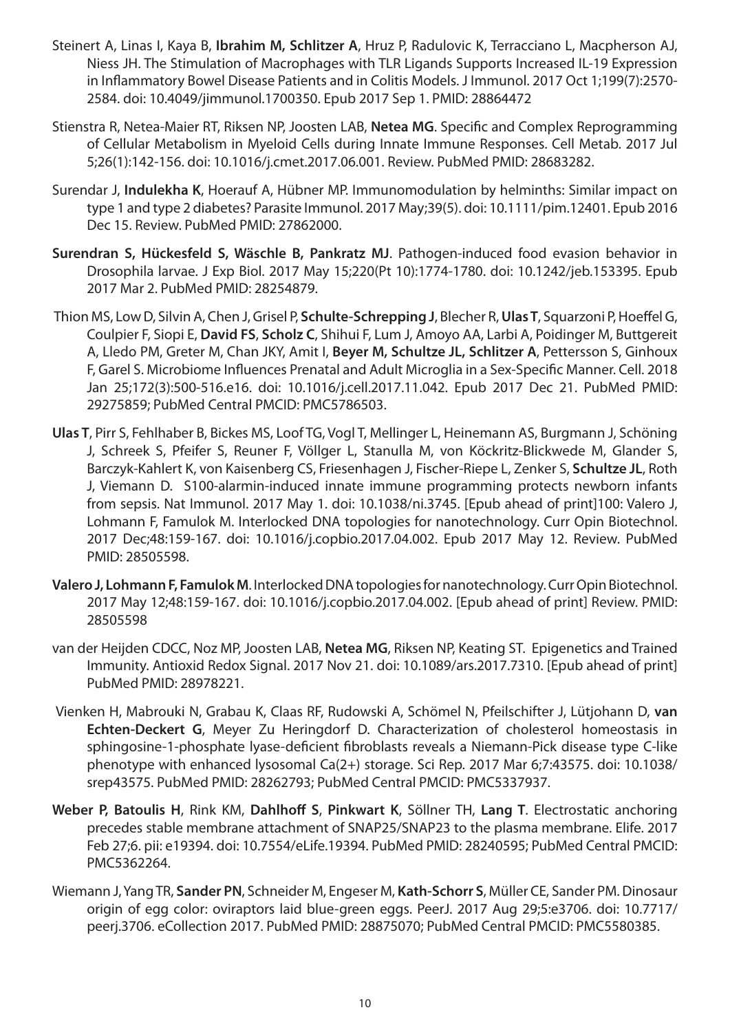Steinert A, Linas I, Kaya B, **Ibrahim M, Schlitzer A**, Hruz P, Radulovic K, Terracciano L, Macpherson AJ, Niess JH. The Stimulation of Macrophages with TLR Ligands Supports Increased IL-19 Expression in Inflammatory Bowel Disease Patients and in Colitis Models. J Immunol. 2017 Oct 1;199(7):2570-2584. doi: 10.4049/jimmunol.1700350. Epub 2017 Sep 1. PMID: 28864472

Stienstra R, Netea-Maier RT, Riksen NP, Joosten LAB, **Netea MG**. Specific and Complex Reprogramming of Cellular Metabolism in Myeloid Cells during Innate Immune Responses. Cell Metab. 2017 Jul 5;26(1):142-156. doi: 10.1016/j.cmet.2017.06.001. Review. PubMed PMID: 28683282.

Surendar J, **Indulekha K**, Hoerauf A, Hübner MP. Immunomodulation by helminths: Similar impact on type 1 and type 2 diabetes? Parasite Immunol. 2017 May;39(5). doi: 10.1111/pim.12401. Epub 2016 Dec 15. Review. PubMed PMID: 27862000.

**Surendran S, Hückesfeld S, Wäschle B, Pankratz MJ**. Pathogen-induced food evasion behavior in Drosophila larvae. J Exp Biol. 2017 May 15;220(Pt 10):1774-1780. doi: 10.1242/jeb.153395. Epub 2017 Mar 2. PubMed PMID: 28254879.

Thion MS, Low D, Silvin A, Chen J, Grisel P, **Schulte-Schrepping J**, Blecher R, **Ulas T**, Squarzoni P, Hoeffel G, Coulpier F, Siopi E, **David FS**, **Scholz C**, Shihui F, Lum J, Amoyo AA, Larbi A, Poidinger M, Buttgereit A, Lledo PM, Greter M, Chan JKY, Amit I, **Beyer M, Schultze JL, Schlitzer A**, Pettersson S, Ginhoux F, Garel S. Microbiome Influences Prenatal and Adult Microglia in a Sex-Specific Manner. Cell. 2018 Jan 25;172(3):500-516.e16. doi: 10.1016/j.cell.2017.11.042. Epub 2017 Dec 21. PubMed PMID: 29275859; PubMed Central PMCID: PMC5786503.

**Ulas T**, Pirr S, Fehlhaber B, Bickes MS, Loof TG, Vogl T, Mellinger L, Heinemann AS, Burgmann J, Schöning J, Schreek S, Pfeifer S, Reuner F, Völlger L, Stanulla M, von Köckritz-Blickwede M, Glander S, Barczyk-Kahlert K, von Kaisenberg CS, Friesenhagen J, Fischer-Riepe L, Zenker S, **Schultze JL**, Roth J, Viemann D. S100-alarmin-induced innate immune programming protects newborn infants from sepsis. Nat Immunol. 2017 May 1. doi: 10.1038/ni.3745. [Epub ahead of print]100: Valero J, Lohmann F, Famulok M. Interlocked DNA topologies for nanotechnology. Curr Opin Biotechnol. 2017 Dec;48:159-167. doi: 10.1016/j.copbio.2017.04.002. Epub 2017 May 12. Review. PubMed PMID: 28505598.

**Valero J, Lohmann F, Famulok M**. Interlocked DNA topologies for nanotechnology. Curr Opin Biotechnol. 2017 May 12;48:159-167. doi: 10.1016/j.copbio.2017.04.002. [Epub ahead of print] Review. PMID: 28505598

van der Heijden CDCC, Noz MP, Joosten LAB, **Netea MG**, Riksen NP, Keating ST. Epigenetics and Trained Immunity. Antioxid Redox Signal. 2017 Nov 21. doi: 10.1089/ars.2017.7310. [Epub ahead of print] PubMed PMID: 28978221.

Vienken H, Mabrouki N, Grabau K, Claas RF, Rudowski A, Schömel N, Pfeilschifter J, Lütjohann D, **van Echten-Deckert G**, Meyer Zu Heringdorf D. Characterization of cholesterol homeostasis in sphingosine-1-phosphate lyase-deficient fibroblasts reveals a Niemann-Pick disease type C-like phenotype with enhanced lysosomal Ca(2+) storage. Sci Rep. 2017 Mar 6;7:43575. doi: 10.1038/srep43575. PubMed PMID: 28262793; PubMed Central PMCID: PMC5337937.

**Weber P, Batoulis H**, Rink KM, **Dahlhoff S**, **Pinkwart K**, Söllner TH, **Lang T**. Electrostatic anchoring precedes stable membrane attachment of SNAP25/SNAP23 to the plasma membrane. Elife. 2017 Feb 27;6. pii: e19394. doi: 10.7554/eLife.19394. PubMed PMID: 28240595; PubMed Central PMCID: PMC5362264.

Wiemann J, Yang TR, **Sander PN**, Schneider M, Engeser M, **Kath-Schorr S**, Müller CE, Sander PM. Dinosaur origin of egg color: oviraptors laid blue-green eggs. PeerJ. 2017 Aug 29;5:e3706. doi: 10.7717/peerj.3706. eCollection 2017. PubMed PMID: 28875070; PubMed Central PMCID: PMC5580385.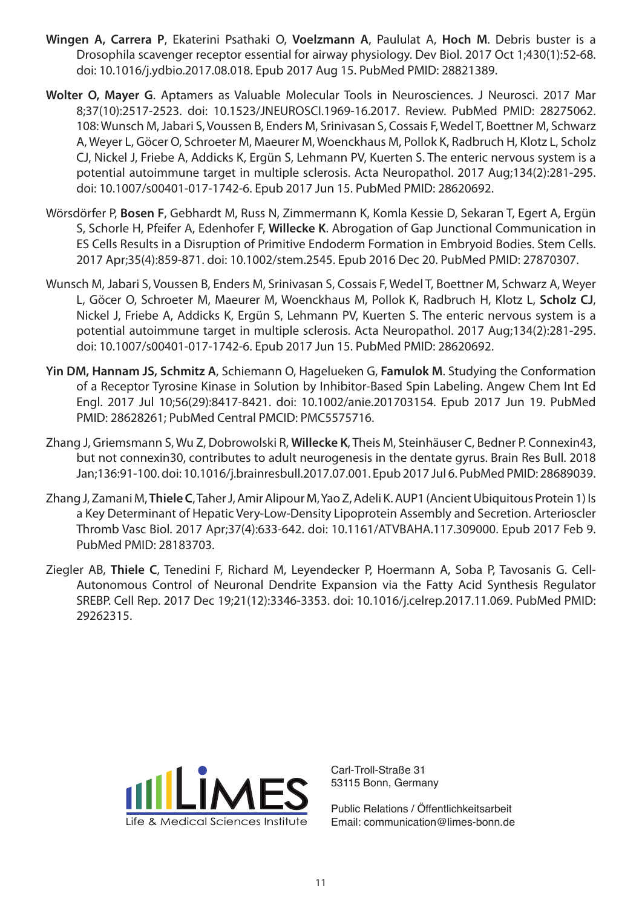**Wingen A, Carrera P**, Ekaterini Psathaki O, **Voelzmann A**, Paululat A, **Hoch M**. Debris buster is a Drosophila scavenger receptor essential for airway physiology. Dev Biol. 2017 Oct 1;430(1):52-68. doi: 10.1016/j.ydbio.2017.08.018. Epub 2017 Aug 15. PubMed PMID: 28821389.

**Wolter O, Mayer G**. Aptamers as Valuable Molecular Tools in Neurosciences. J Neurosci. 2017 Mar 8;37(10):2517-2523. doi: 10.1523/JNEUROSCI.1969-16.2017. Review. PubMed PMID: 28275062. 108: Wunsch M, Jabari S, Voussen B, Enders M, Srinivasan S, Cossais F, Wedel T, Boettner M, Schwarz A, Weyer L, Göcer O, Schroeter M, Maeurer M, Woenckhaus M, Pollok K, Radbruch H, Klotz L, Scholz CJ, Nickel J, Friebe A, Addicks K, Ergün S, Lehmann PV, Kuerten S. The enteric nervous system is a potential autoimmune target in multiple sclerosis. Acta Neuropathol. 2017 Aug;134(2):281-295. doi: 10.1007/s00401-017-1742-6. Epub 2017 Jun 15. PubMed PMID: 28620692.

Wörsdörfer P, **Bosen F**, Gebhardt M, Russ N, Zimmermann K, Komla Kessie D, Sekaran T, Egert A, Ergün S, Schorle H, Pfeifer A, Edenhofer F, **Willecke K**. Abrogation of Gap Junctional Communication in ES Cells Results in a Disruption of Primitive Endoderm Formation in Embryoid Bodies. Stem Cells. 2017 Apr;35(4):859-871. doi: 10.1002/stem.2545. Epub 2016 Dec 20. PubMed PMID: 27870307.

Wunsch M, Jabari S, Voussen B, Enders M, Srinivasan S, Cossais F, Wedel T, Boettner M, Schwarz A, Weyer L, Göcer O, Schroeter M, Maeurer M, Woenckhaus M, Pollok K, Radbruch H, Klotz L, **Scholz CJ**, Nickel J, Friebe A, Addicks K, Ergün S, Lehmann PV, Kuerten S. The enteric nervous system is a potential autoimmune target in multiple sclerosis. Acta Neuropathol. 2017 Aug;134(2):281-295. doi: 10.1007/s00401-017-1742-6. Epub 2017 Jun 15. PubMed PMID: 28620692.

**Yin DM, Hannam JS, Schmitz A**, Schiemann O, Hagelueken G, **Famulok M**. Studying the Conformation of a Receptor Tyrosine Kinase in Solution by Inhibitor-Based Spin Labeling. Angew Chem Int Ed Engl. 2017 Jul 10;56(29):8417-8421. doi: 10.1002/anie.201703154. Epub 2017 Jun 19. PubMed PMID: 28628261; PubMed Central PMCID: PMC5575716.

Zhang J, Griemsmann S, Wu Z, Dobrowolski R, **Willecke K**, Theis M, Steinhäuser C, Bedner P. Connexin43, but not connexin30, contributes to adult neurogenesis in the dentate gyrus. Brain Res Bull. 2018 Jan;136:91-100. doi: 10.1016/j.brainresbull.2017.07.001. Epub 2017 Jul 6. PubMed PMID: 28689039.

Zhang J, Zamani M, **Thiele C**, Taher J, Amir Alipour M, Yao Z, Adeli K. AUP1 (Ancient Ubiquitous Protein 1) Is a Key Determinant of Hepatic Very-Low-Density Lipoprotein Assembly and Secretion. Arterioscler Thromb Vasc Biol. 2017 Apr;37(4):633-642. doi: 10.1161/ATVBAHA.117.309000. Epub 2017 Feb 9. PubMed PMID: 28183703.

Ziegler AB, **Thiele C**, Tenedini F, Richard M, Leyendecker P, Hoermann A, Soba P, Tavosanis G. Cell-Autonomous Control of Neuronal Dendrite Expansion via the Fatty Acid Synthesis Regulator SREBP. Cell Rep. 2017 Dec 19;21(12):3346-3353. doi: 10.1016/j.celrep.2017.11.069. PubMed PMID: 29262315.

LIMES
Life & Medical Sciences Institute

Carl-Troll-Straße 31
53115 Bonn, Germany

Public Relations / Öffentlichkeitsarbeit
Email: communication@limes-bonn.de